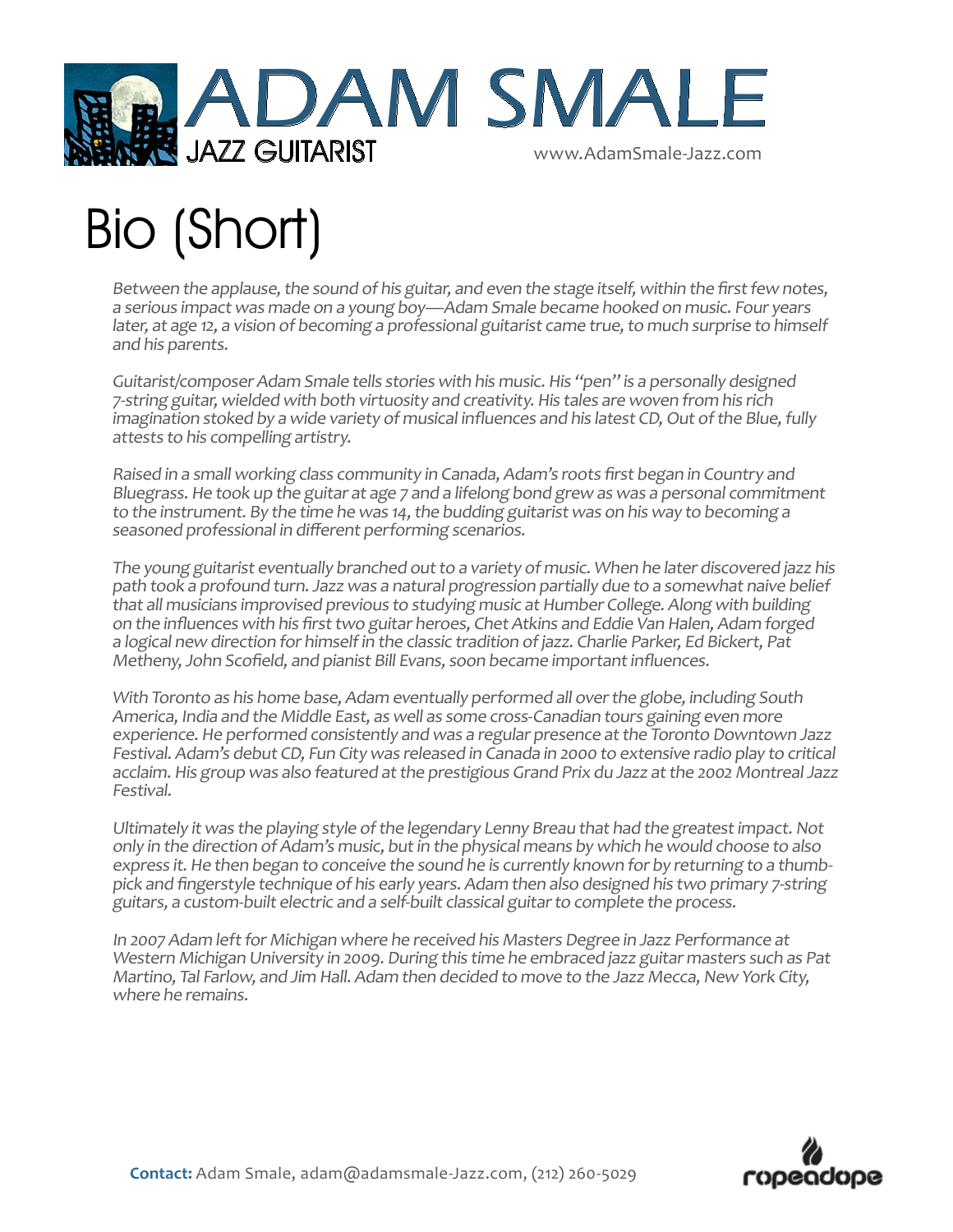# ADAM SMALE

JAZZ GUITARIST

www.AdamSmale-Jazz.com

# Bio (Short)

*Between the applause, the sound of his guitar, and even the stage itself, within the first few notes, a serious impact was made on a young boy—Adam Smale became hooked on music. Four years later, at age 12, a vision of becoming a professional guitarist came true, to much surprise to himself and his parents.*

*Guitarist/composer Adam Smale tells stories with his music. His "pen" is a personally designed 7-string guitar, wielded with both virtuosity and creativity. His tales are woven from his rich imagination stoked by a wide variety of musical influences and his latest CD, Out of the Blue, fully attests to his compelling artistry.*

*Raised in a small working class community in Canada, Adam's roots first began in Country and Bluegrass. He took up the guitar at age 7 and a lifelong bond grew as was a personal commitment to the instrument. By the time he was 14, the budding guitarist was on his way to becoming a seasoned professional in different performing scenarios.*

*The young guitarist eventually branched out to a variety of music. When he later discovered jazz his path took a profound turn. Jazz was a natural progression partially due to a somewhat naive belief that all musicians improvised previous to studying music at Humber College. Along with building on the influences with his first two guitar heroes, Chet Atkins and Eddie Van Halen, Adam forged a logical new direction for himself in the classic tradition of jazz. Charlie Parker, Ed Bickert, Pat Metheny, John Scofield, and pianist Bill Evans, soon became important influences.*

*With Toronto as his home base, Adam eventually performed all over the globe, including South America, India and the Middle East, as well as some cross-Canadian tours gaining even more experience. He performed consistently and was a regular presence at the Toronto Downtown Jazz Festival. Adam's debut CD, Fun City was released in Canada in 2000 to extensive radio play to critical acclaim. His group was also featured at the prestigious Grand Prix du Jazz at the 2002 Montreal Jazz Festival.*

*Ultimately it was the playing style of the legendary Lenny Breau that had the greatest impact. Not only in the direction of Adam's music, but in the physical means by which he would choose to also express it. He then began to conceive the sound he is currently known for by returning to a thumb-pick and fingerstyle technique of his early years. Adam then also designed his two primary 7-string guitars, a custom-built electric and a self-built classical guitar to complete the process.*

*In 2007 Adam left for Michigan where he received his Masters Degree in Jazz Performance at Western Michigan University in 2009. During this time he embraced jazz guitar masters such as Pat Martino, Tal Farlow, and Jim Hall. Adam then decided to move to the Jazz Mecca, New York City, where he remains.*

**Contact:** Adam Smale, adam@adamsmale-Jazz.com, (212) 260-5029

ropeadope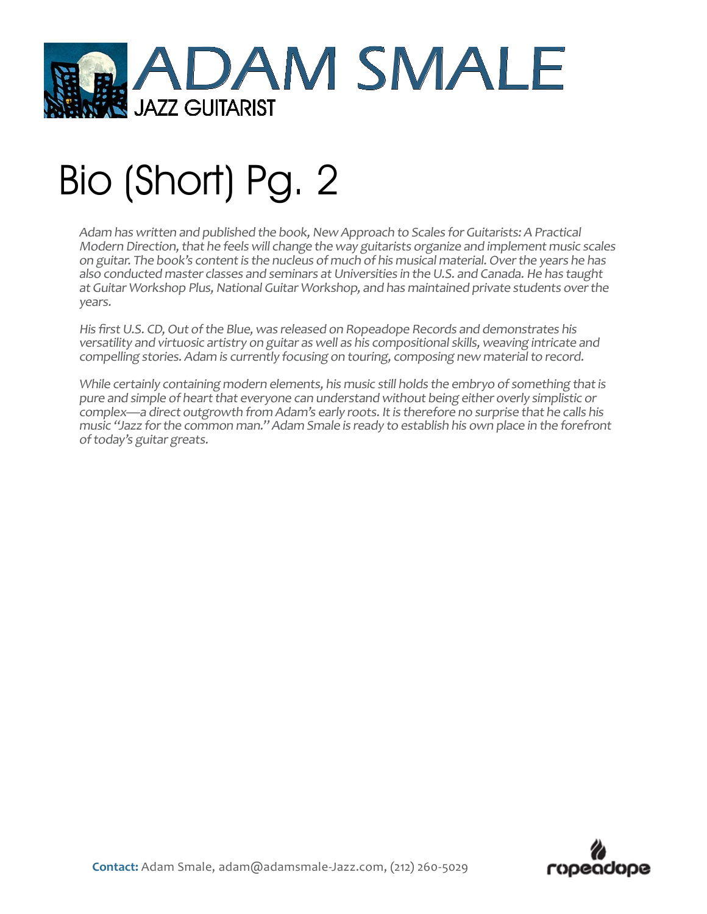# ADAM SMALE

JAZZ GUITARIST

## Bio (Short) Pg. 2

*Adam has written and published the book, New Approach to Scales for Guitarists: A Practical Modern Direction, that he feels will change the way guitarists organize and implement music scales on guitar. The book's content is the nucleus of much of his musical material. Over the years he has also conducted master classes and seminars at Universities in the U.S. and Canada. He has taught at Guitar Workshop Plus, National Guitar Workshop, and has maintained private students over the years.*

*His first U.S. CD, Out of the Blue, was released on Ropeadope Records and demonstrates his versatility and virtuosic artistry on guitar as well as his compositional skills, weaving intricate and compelling stories. Adam is currently focusing on touring, composing new material to record.*

*While certainly containing modern elements, his music still holds the embryo of something that is pure and simple of heart that everyone can understand without being either overly simplistic or complex—a direct outgrowth from Adam's early roots. It is therefore no surprise that he calls his music "Jazz for the common man." Adam Smale is ready to establish his own place in the forefront of today's guitar greats.*

**Contact:** Adam Smale, adam@adamsmale-Jazz.com, (212) 260-5029

ropeadope